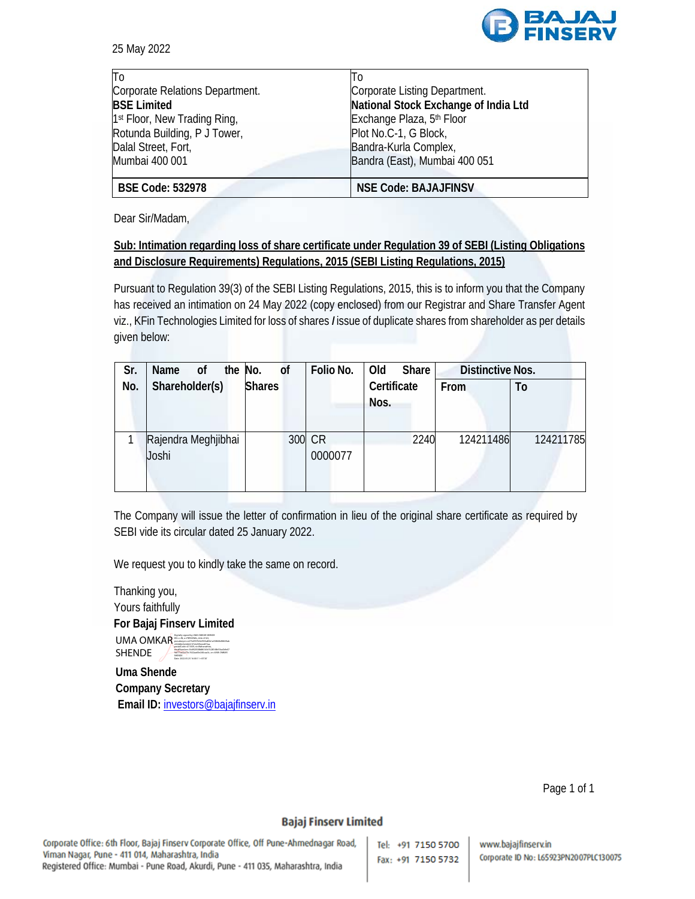25 May 2022

| To | To |
|---|---|
| Corporate Relations Department.<br>**BSE Limited**<br>1st Floor, New Trading Ring,<br>Rotunda Building, P J Tower,<br>Dalal Street, Fort,<br>Mumbai 400 001 | Corporate Listing Department.<br>**National Stock Exchange of India Ltd**<br>Exchange Plaza, 5th Floor<br>Plot No.C-1, G Block,<br>Bandra-Kurla Complex,<br>Bandra (East), Mumbai 400 051 |
| **BSE Code: 532978** | **NSE Code: BAJAJFINSV** |

Dear Sir/Madam,

**Sub: Intimation regarding loss of share certificate under Regulation 39 of SEBI (Listing Obligations and Disclosure Requirements) Regulations, 2015 (SEBI Listing Regulations, 2015)**

Pursuant to Regulation 39(3) of the SEBI Listing Regulations, 2015, this is to inform you that the Company has received an intimation on 24 May 2022 (copy enclosed) from our Registrar and Share Transfer Agent viz., KFin Technologies Limited for loss of shares / issue of duplicate shares from shareholder as per details given below:

| Sr. No. | Name of the Shareholder(s) | No. of Shares | Folio No. | Old Share Certificate Nos. | Distinctive Nos. | |
|---|---|---|---|---|---|---|
| | | | | | From | To |
| 1 | Rajendra Meghjibhai Joshi | 300 | CR 0000077 | 2240 | 124211486 | 124211785 |

The Company will issue the letter of confirmation in lieu of the original share certificate as required by SEBI vide its circular dated 25 January 2022.

We request you to kindly take the same on record.

Thanking you,
Yours faithfully
**For Bajaj Finserv Limited**

UMA OMKAR SHENDE

**Uma Shende**
**Company Secretary**
**Email ID:** investors@bajajfinserv.in

**Bajaj Finserv Limited**

Corporate Office: 6th Floor, Bajaj Finserv Corporate Office, Off Pune-Ahmednagar Road, Viman Nagar, Pune - 411 014, Maharashtra, India
Registered Office: Mumbai - Pune Road, Akurdi, Pune - 411 035, Maharashtra, India

Tel: +91 7150 5700
Fax: +91 7150 5732

www.bajajfinserv.in
Corporate ID No: L65923PN2007PLC130075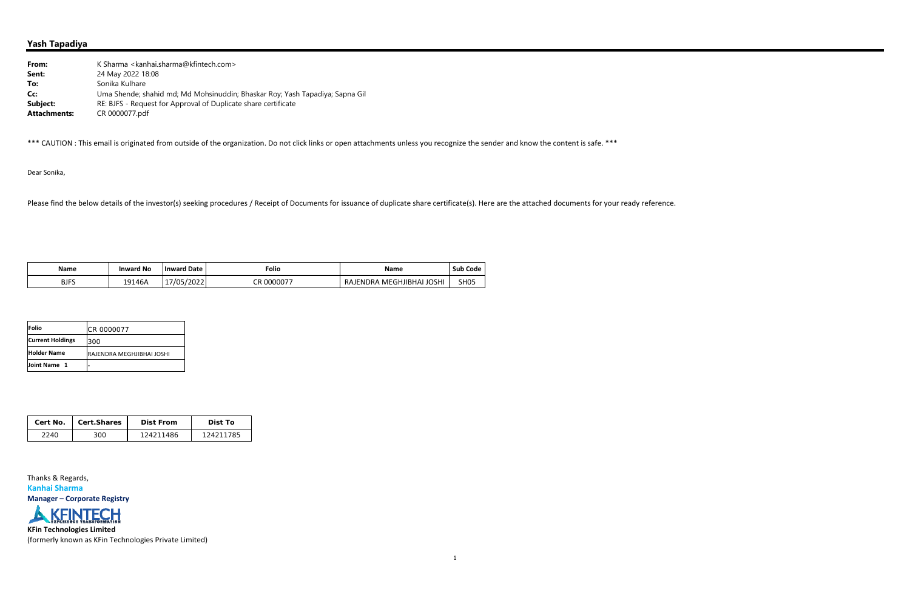## Yash Tapadiya

**From:** K Sharma <kanhai.sharma@kfintech.com>
**Sent:** 24 May 2022 18:08
**To:** Sonika Kulhare
**Cc:** Uma Shende; shahid md; Md Mohsinuddin; Bhaskar Roy; Yash Tapadiya; Sapna Gil
**Subject:** RE: BJFS - Request for Approval of Duplicate share certificate
**Attachments:** CR 0000077.pdf

*** CAUTION : This email is originated from outside of the organization. Do not click links or open attachments unless you recognize the sender and know the content is safe. ***

Dear Sonika,

Please find the below details of the investor(s) seeking procedures / Receipt of Documents for issuance of duplicate share certificate(s). Here are the attached documents for your ready reference.

| Name | Inward No | Inward Date | Folio | Name | Sub Code |
|---|---|---|---|---|---|
| BJFS | 19146A | 17/05/2022 | CR 0000077 | RAJENDRA MEGHJIBHAI JOSHI | SH05 |

| | |
|---|---|
| **Folio** | CR 0000077 |
| **Current Holdings** | 300 |
| **Holder Name** | RAJENDRA MEGHJIBHAI JOSHI |
| **Joint Name 1** | - |

| Cert No. | Cert.Shares | Dist From | Dist To |
|---|---|---|---|
| 2240 | 300 | 124211486 | 124211785 |

Thanks & Regards,
**Kanhai Sharma**
**Manager – Corporate Registry**

KFINTECH

**KFin Technologies Limited**
(formerly known as KFin Technologies Private Limited)